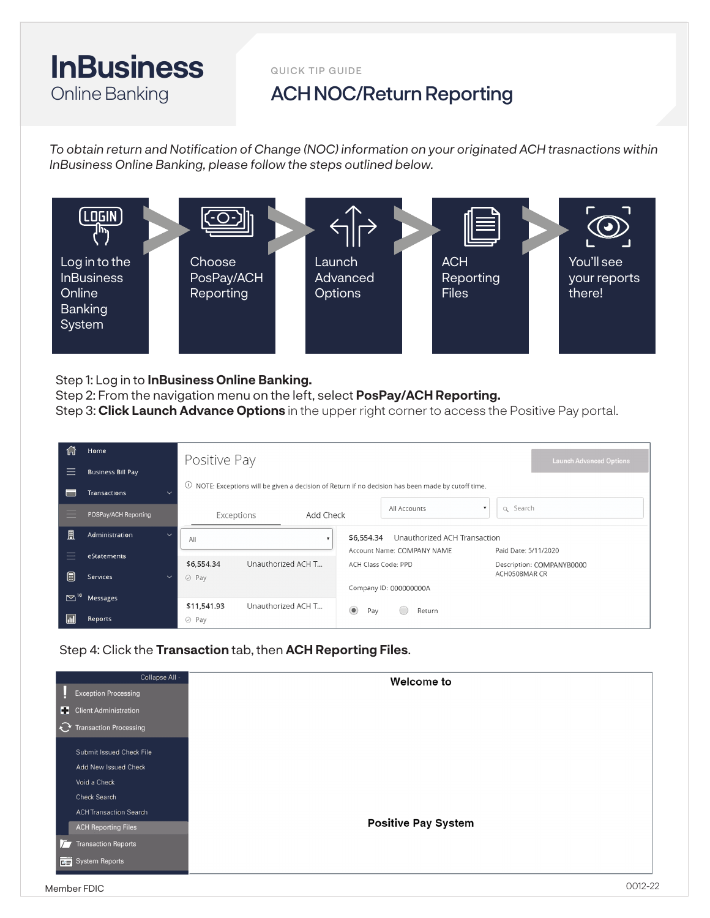# InBusiness

Online Banking

QUICK TIP GUIDE

## ACH NOC/Return Reporting

*To obtain return and Notification of Change (NOC) information on your originated ACH trasnactions within InBusiness Online Banking, please follow the steps outlined below.*

Log in to the InBusiness Online Banking System → Choose PosPay/ACH Reporting → Launch Advanced Options → ACH Reporting Files → You'll see your reports there!

Step 1: Log in to **InBusiness Online Banking.**
Step 2: From the navigation menu on the left, select **PosPay/ACH Reporting.**
Step 3: **Click Launch Advance Options** in the upper right corner to access the Positive Pay portal.

Step 4: Click the **Transaction** tab, then **ACH Reporting Files**.

Member FDIC

0012-22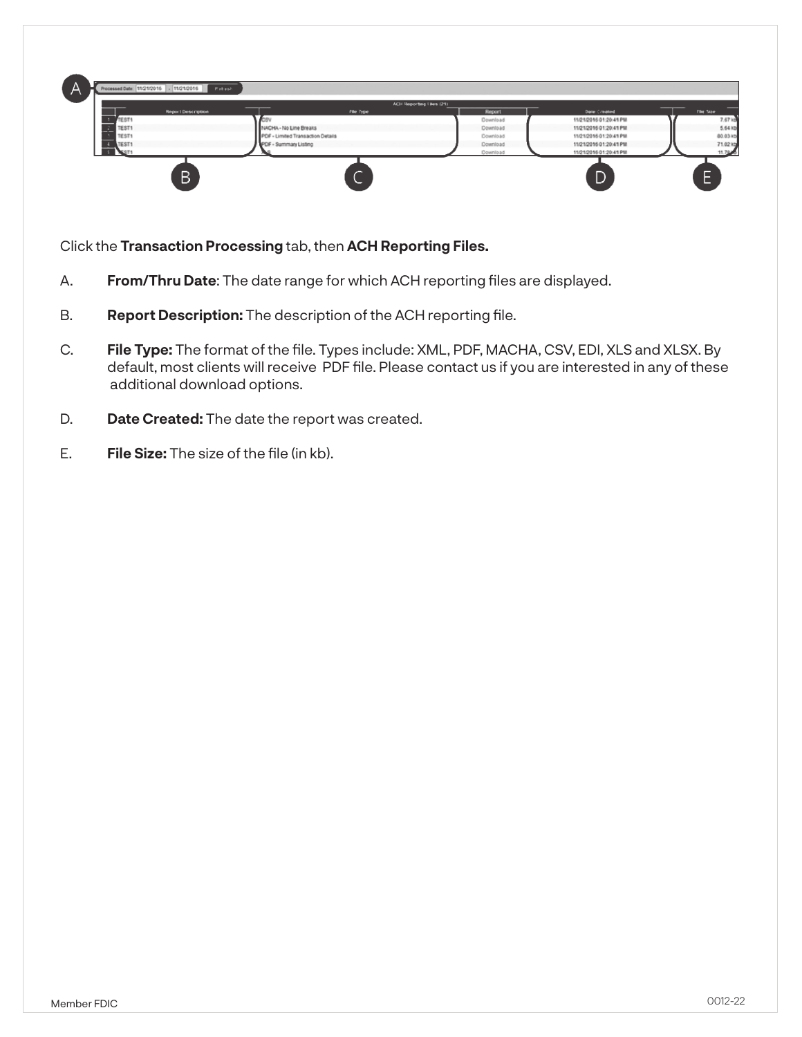Click the **Transaction Processing** tab, then **ACH Reporting Files.**

A. **From/Thru Date**: The date range for which ACH reporting files are displayed.

B. **Report Description:** The description of the ACH reporting file.

C. **File Type:** The format of the file. Types include: XML, PDF, MACHA, CSV, EDI, XLS and XLSX. By default, most clients will receive PDF file. Please contact us if you are interested in any of these additional download options.

D. **Date Created:** The date the report was created.

E. **File Size:** The size of the file (in kb).

Member FDIC